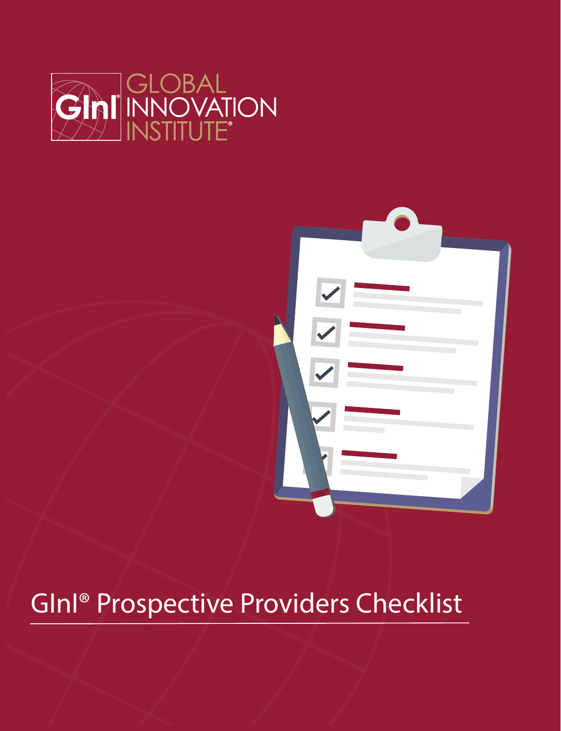GInI GLOBAL INNOVATION INSTITUTE®

# GInI® Prospective Providers Checklist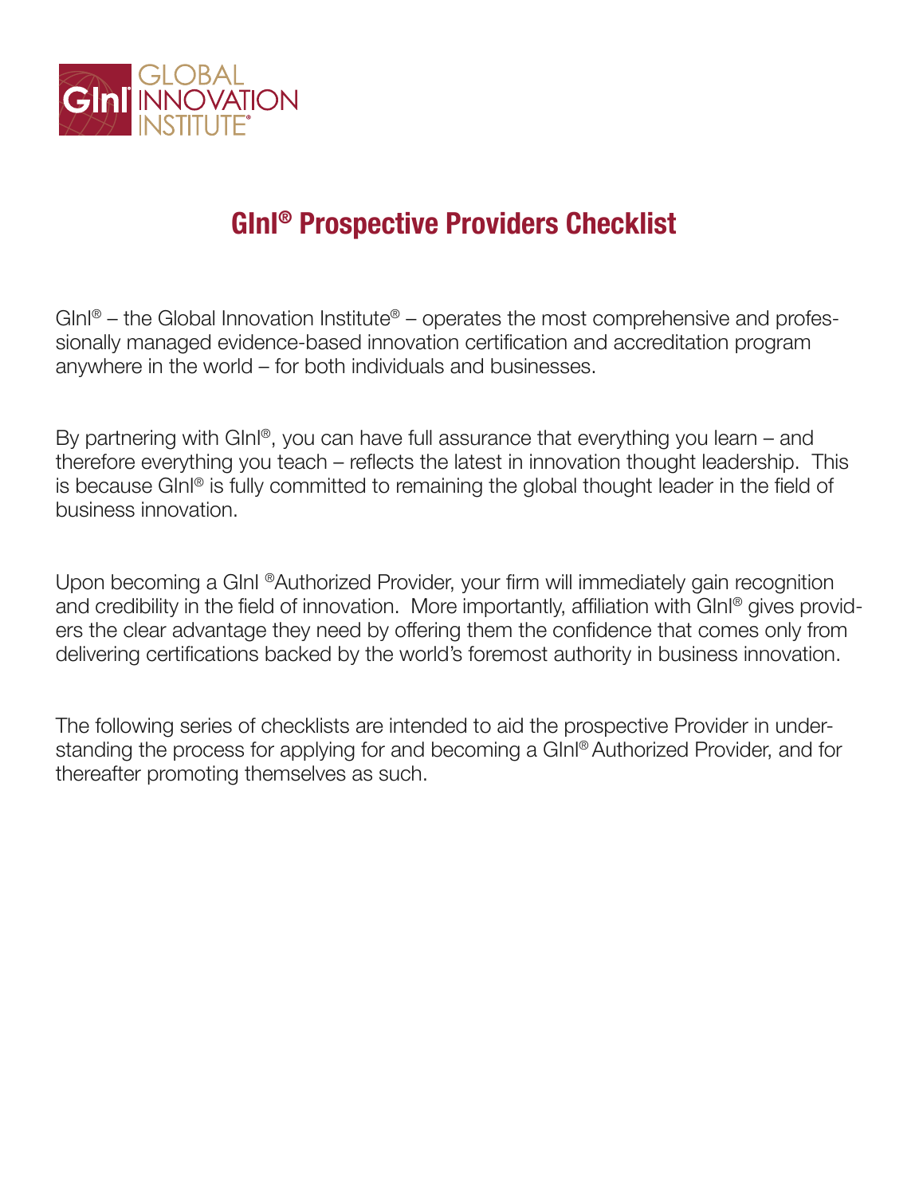# GInI® Prospective Providers Checklist

GInI® – the Global Innovation Institute® – operates the most comprehensive and professionally managed evidence-based innovation certification and accreditation program anywhere in the world – for both individuals and businesses.

By partnering with GInI®, you can have full assurance that everything you learn – and therefore everything you teach – reflects the latest in innovation thought leadership. This is because GInI® is fully committed to remaining the global thought leader in the field of business innovation.

Upon becoming a GInI ®Authorized Provider, your firm will immediately gain recognition and credibility in the field of innovation. More importantly, affiliation with GInI® gives providers the clear advantage they need by offering them the confidence that comes only from delivering certifications backed by the world's foremost authority in business innovation.

The following series of checklists are intended to aid the prospective Provider in understanding the process for applying for and becoming a GInI® Authorized Provider, and for thereafter promoting themselves as such.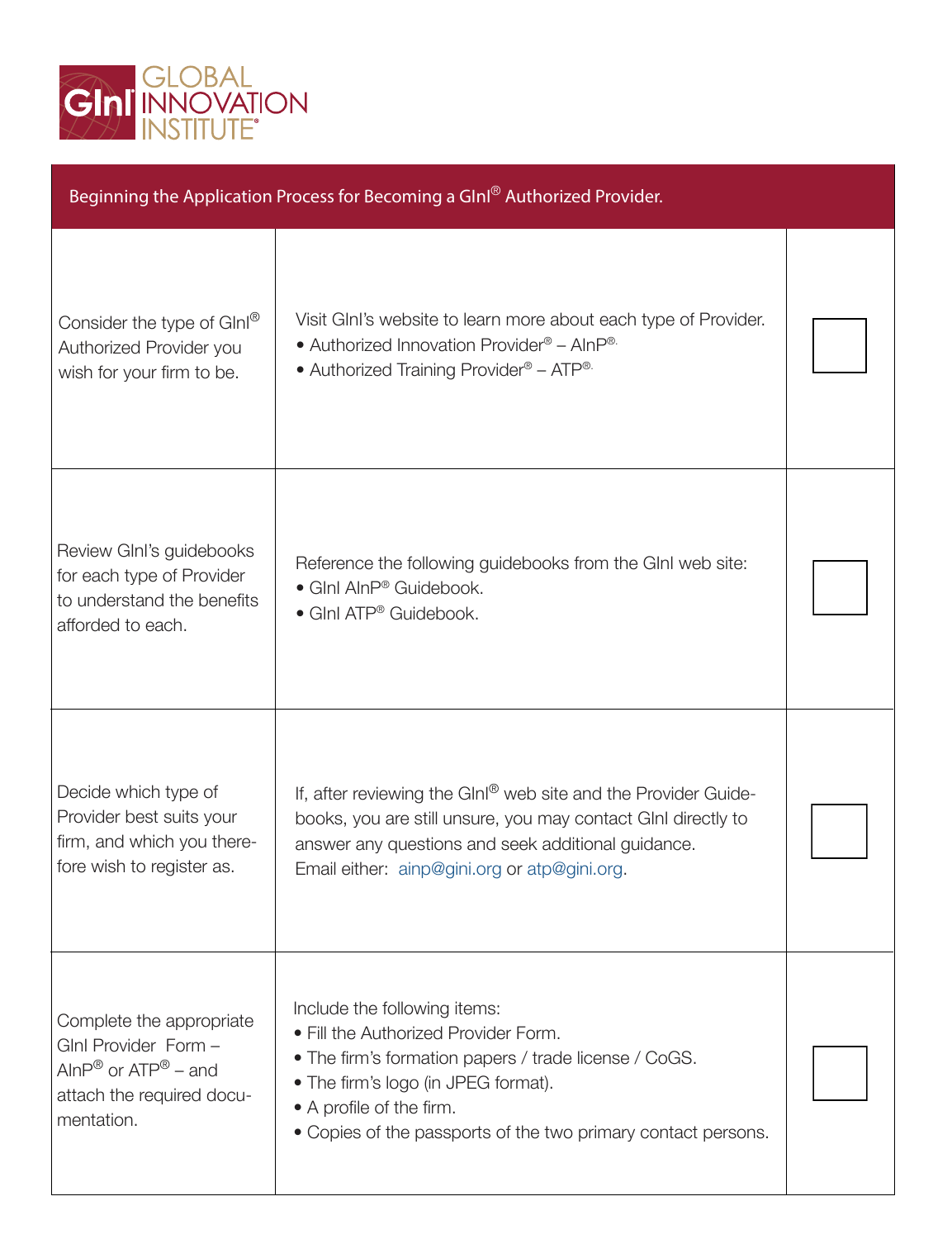GIoI GLOBAL INNOVATION INSTITUTE®

| Beginning the Application Process for Becoming a GInI® Authorized Provider. | | |
|---|---|---|
| Consider the type of GInI® Authorized Provider you wish for your firm to be. | Visit GInI's website to learn more about each type of Provider.<br>• Authorized Innovation Provider® – AInP®.<br>• Authorized Training Provider® – ATP®. | ☐ |
| Review GInI's guidebooks for each type of Provider to understand the benefits afforded to each. | Reference the following guidebooks from the GInI web site:<br>• GInI AInP® Guidebook.<br>• GInI ATP® Guidebook. | ☐ |
| Decide which type of Provider best suits your firm, and which you therefore wish to register as. | If, after reviewing the GInI® web site and the Provider Guidebooks, you are still unsure, you may contact GInI directly to answer any questions and seek additional guidance.<br>Email either: ainp@gini.org or atp@gini.org. | ☐ |
| Complete the appropriate GInI Provider Form – AInP® or ATP® – and attach the required documentation. | Include the following items:<br>• Fill the Authorized Provider Form.<br>• The firm's formation papers / trade license / CoGS.<br>• The firm's logo (in JPEG format).<br>• A profile of the firm.<br>• Copies of the passports of the two primary contact persons. | ☐ |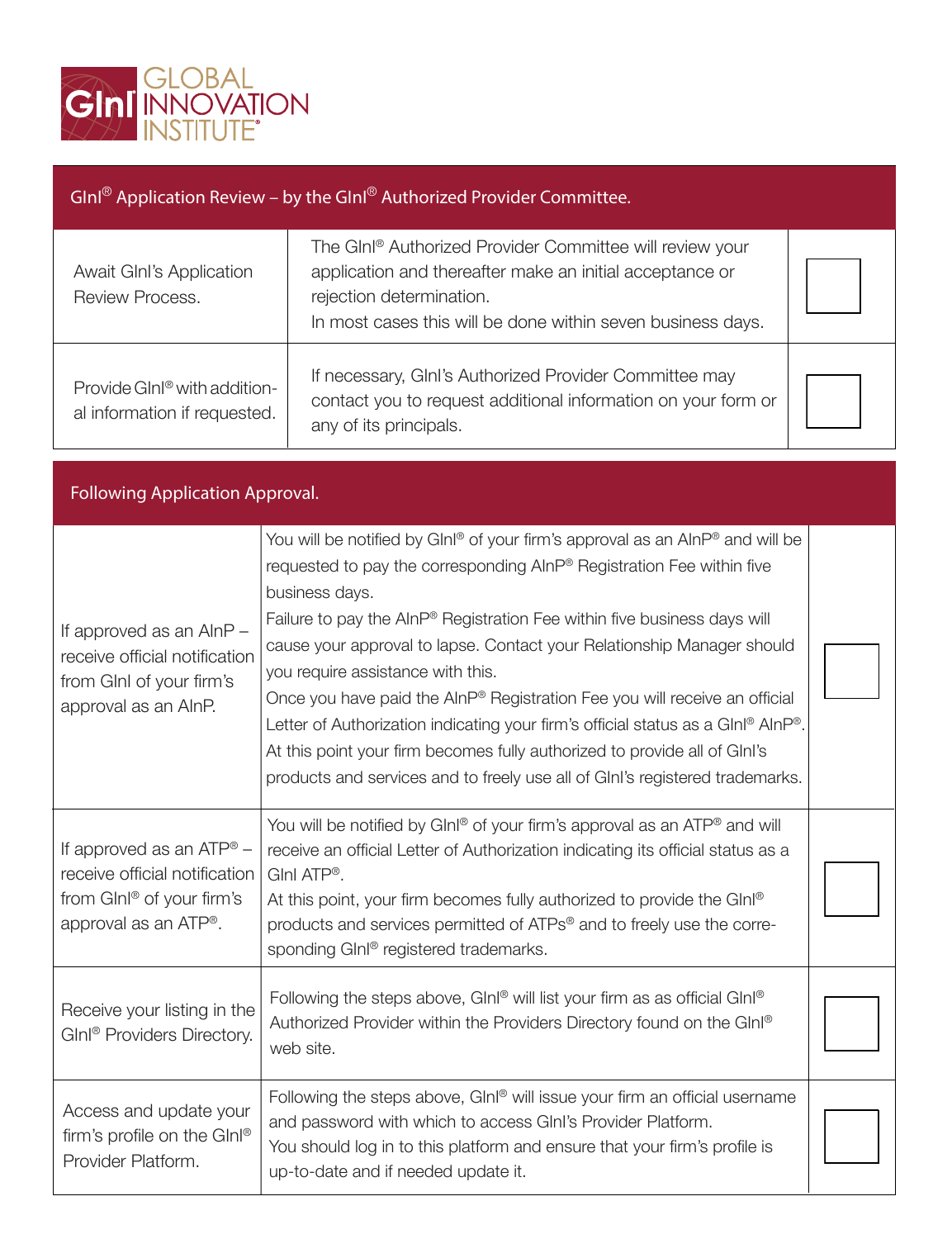GIobal Innovation Institute

| GInI® Application Review – by the GInI® Authorized Provider Committee. | | |
|---|---|---|
| Await GInI's Application Review Process. | The GInI® Authorized Provider Committee will review your application and thereafter make an initial acceptance or rejection determination.<br>In most cases this will be done within seven business days. | ☐ |
| Provide GInI® with additional information if requested. | If necessary, GInI's Authorized Provider Committee may contact you to request additional information on your form or any of its principals. | ☐ |

| Following Application Approval. | | |
|---|---|---|
| If approved as an AInP – receive official notification from GInI of your firm's approval as an AInP. | You will be notified by GInI® of your firm's approval as an AInP® and will be requested to pay the corresponding AInP® Registration Fee within five business days.<br>Failure to pay the AInP® Registration Fee within five business days will cause your approval to lapse. Contact your Relationship Manager should you require assistance with this.<br>Once you have paid the AInP® Registration Fee you will receive an official Letter of Authorization indicating your firm's official status as a GInI® AInP®. At this point your firm becomes fully authorized to provide all of GInI's products and services and to freely use all of GInI's registered trademarks. | ☐ |
| If approved as an ATP® – receive official notification from GInI® of your firm's approval as an ATP®. | You will be notified by GInI® of your firm's approval as an ATP® and will receive an official Letter of Authorization indicating its official status as a GInI ATP®.<br>At this point, your firm becomes fully authorized to provide the GInI® products and services permitted of ATPs® and to freely use the corresponding GInI® registered trademarks. | ☐ |
| Receive your listing in the GInI® Providers Directory. | Following the steps above, GInI® will list your firm as as official GInI® Authorized Provider within the Providers Directory found on the GInI® web site. | ☐ |
| Access and update your firm's profile on the GInI® Provider Platform. | Following the steps above, GInI® will issue your firm an official username and password with which to access GInI's Provider Platform.<br>You should log in to this platform and ensure that your firm's profile is up-to-date and if needed update it. | ☐ |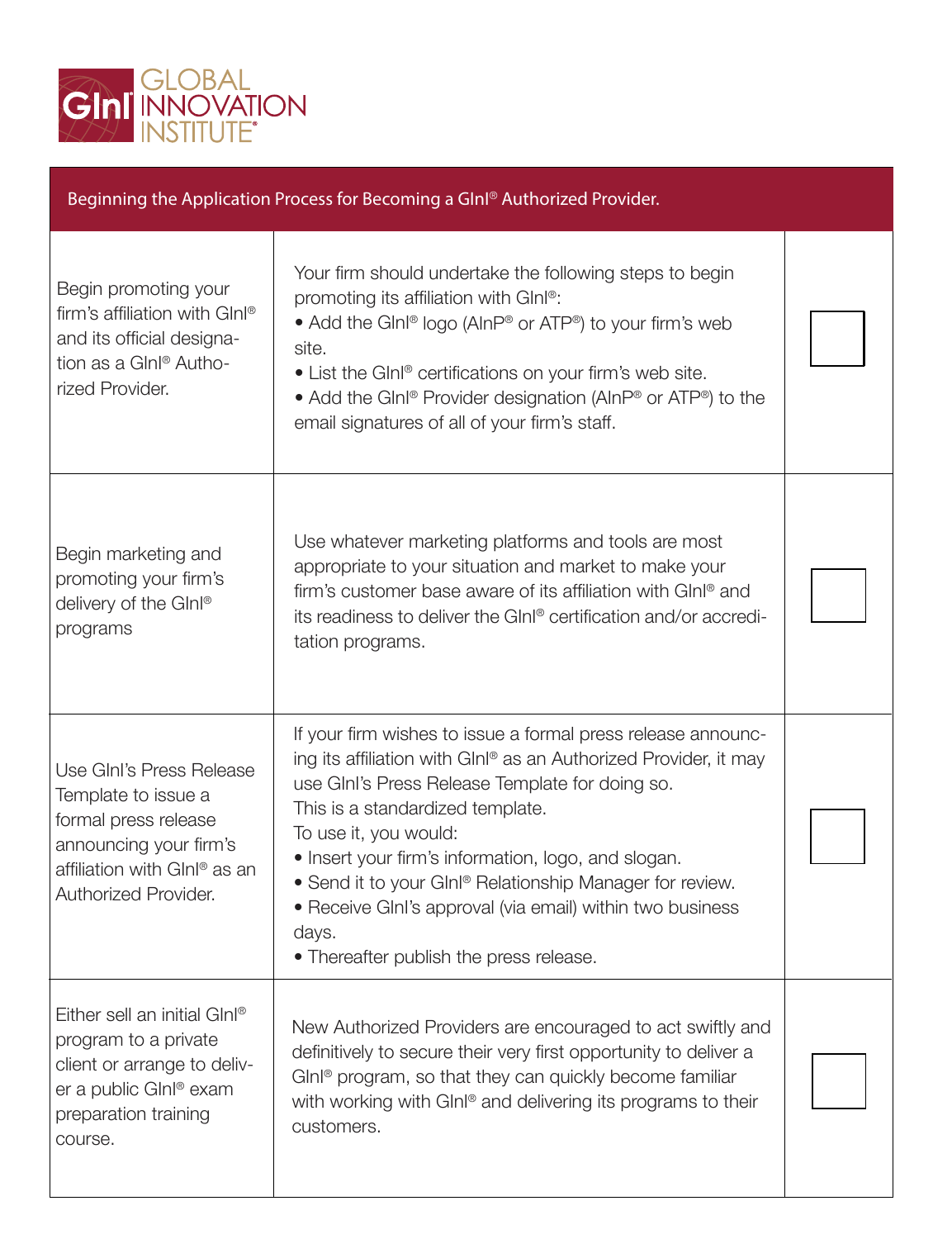GInI GLOBAL INNOVATION INSTITUTE®

| Beginning the Application Process for Becoming a GInI® Authorized Provider. | | |
| --- | --- | --- |
| Begin promoting your firm's affiliation with GInI® and its official designation as a GInI® Authorized Provider. | Your firm should undertake the following steps to begin promoting its affiliation with GInI®:<br>• Add the GInI® logo (AInP® or ATP®) to your firm's web site.<br>• List the GInI® certifications on your firm's web site.<br>• Add the GInI® Provider designation (AInP® or ATP®) to the email signatures of all of your firm's staff. | ☐ |
| Begin marketing and promoting your firm's delivery of the GInI® programs | Use whatever marketing platforms and tools are most appropriate to your situation and market to make your firm's customer base aware of its affiliation with GInI® and its readiness to deliver the GInI® certification and/or accreditation programs. | ☐ |
| Use GInI's Press Release Template to issue a formal press release announcing your firm's affiliation with GInI® as an Authorized Provider. | If your firm wishes to issue a formal press release announcing its affiliation with GInI® as an Authorized Provider, it may use GInI's Press Release Template for doing so.<br>This is a standardized template.<br>To use it, you would:<br>• Insert your firm's information, logo, and slogan.<br>• Send it to your GInI® Relationship Manager for review.<br>• Receive GInI's approval (via email) within two business days.<br>• Thereafter publish the press release. | ☐ |
| Either sell an initial GInI® program to a private client or arrange to deliver a public GInI® exam preparation training course. | New Authorized Providers are encouraged to act swiftly and definitively to secure their very first opportunity to deliver a GInI® program, so that they can quickly become familiar with working with GInI® and delivering its programs to their customers. | ☐ |